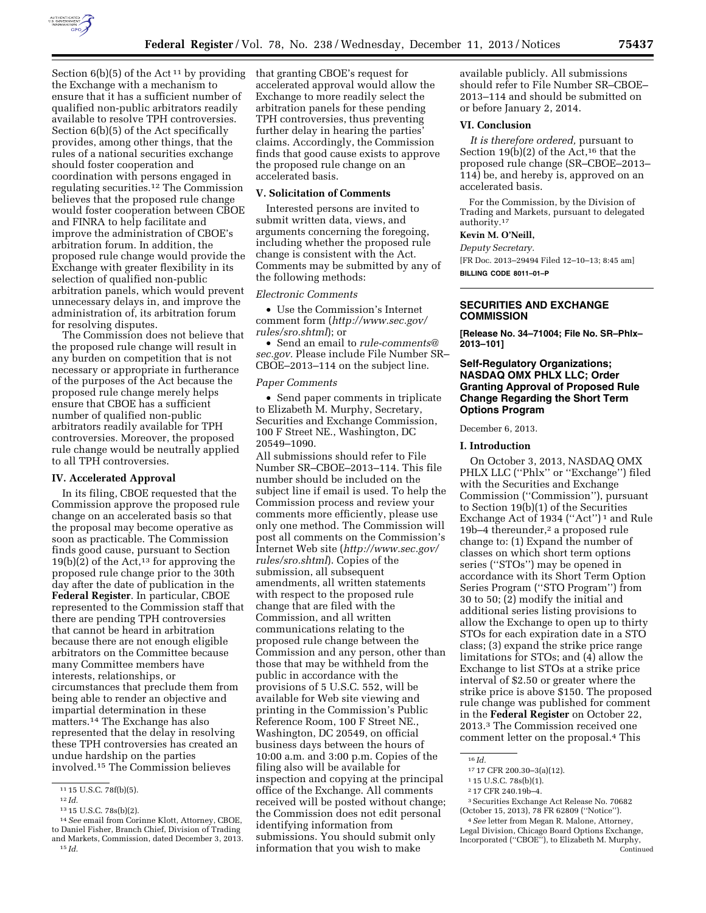Section 6(b)(5) of the Act [11] by providing the Exchange with a mechanism to ensure that it has a sufficient number of qualified non-public arbitrators readily available to resolve TPH controversies. Section 6(b)(5) of the Act specifically provides, among other things, that the rules of a national securities exchange should foster cooperation and coordination with persons engaged in regulating securities.[12] The Commission believes that the proposed rule change would foster cooperation between CBOE and FINRA to help facilitate and improve the administration of CBOE's arbitration forum. In addition, the proposed rule change would provide the Exchange with greater flexibility in its selection of qualified non-public arbitration panels, which would prevent unnecessary delays in, and improve the administration of, its arbitration forum for resolving disputes.

The Commission does not believe that the proposed rule change will result in any burden on competition that is not necessary or appropriate in furtherance of the purposes of the Act because the proposed rule change merely helps ensure that CBOE has a sufficient number of qualified non-public arbitrators readily available for TPH controversies. Moreover, the proposed rule change would be neutrally applied to all TPH controversies.

## IV. Accelerated Approval

In its filing, CBOE requested that the Commission approve the proposed rule change on an accelerated basis so that the proposal may become operative as soon as practicable. The Commission finds good cause, pursuant to Section 19(b)(2) of the Act,[13] for approving the proposed rule change prior to the 30th day after the date of publication in the **Federal Register**. In particular, CBOE represented to the Commission staff that there are pending TPH controversies that cannot be heard in arbitration because there are not enough eligible arbitrators on the Committee because many Committee members have interests, relationships, or circumstances that preclude them from being able to render an objective and impartial determination in these matters.[14] The Exchange has also represented that the delay in resolving these TPH controversies has created an undue hardship on the parties involved.[15] The Commission believes that granting CBOE's request for accelerated approval would allow the Exchange to more readily select the arbitration panels for these pending TPH controversies, thus preventing further delay in hearing the parties' claims. Accordingly, the Commission finds that good cause exists to approve the proposed rule change on an accelerated basis.

## V. Solicitation of Comments

Interested persons are invited to submit written data, views, and arguments concerning the foregoing, including whether the proposed rule change is consistent with the Act. Comments may be submitted by any of the following methods:

*Electronic Comments*

- Use the Commission's Internet comment form (*http://www.sec.gov/rules/sro.shtml*); or
- Send an email to *rule-comments@sec.gov.* Please include File Number SR–CBOE–2013–114 on the subject line.

*Paper Comments*

- Send paper comments in triplicate to Elizabeth M. Murphy, Secretary, Securities and Exchange Commission, 100 F Street NE., Washington, DC 20549–1090.

All submissions should refer to File Number SR–CBOE–2013–114. This file number should be included on the subject line if email is used. To help the Commission process and review your comments more efficiently, please use only one method. The Commission will post all comments on the Commission's Internet Web site (*http://www.sec.gov/rules/sro.shtml*). Copies of the submission, all subsequent amendments, all written statements with respect to the proposed rule change that are filed with the Commission, and all written communications relating to the proposed rule change between the Commission and any person, other than those that may be withheld from the public in accordance with the provisions of 5 U.S.C. 552, will be available for Web site viewing and printing in the Commission's Public Reference Room, 100 F Street NE., Washington, DC 20549, on official business days between the hours of 10:00 a.m. and 3:00 p.m. Copies of the filing also will be available for inspection and copying at the principal office of the Exchange. All comments received will be posted without change; the Commission does not edit personal identifying information from submissions. You should submit only information that you wish to make available publicly. All submissions should refer to File Number SR–CBOE–2013–114 and should be submitted on or before January 2, 2014.

## VI. Conclusion

*It is therefore ordered,* pursuant to Section 19(b)(2) of the Act,[16] that the proposed rule change (SR–CBOE–2013–114) be, and hereby is, approved on an accelerated basis.

For the Commission, by the Division of Trading and Markets, pursuant to delegated authority.[17]

**Kevin M. O'Neill,**

*Deputy Secretary.*

[FR Doc. 2013–29494 Filed 12–10–13; 8:45 am]

**BILLING CODE 8011–01–P**

[11] 15 U.S.C. 78f(b)(5).

[12] *Id.*

[13] 15 U.S.C. 78s(b)(2).

[14] *See* email from Corinne Klott, Attorney, CBOE, to Daniel Fisher, Branch Chief, Division of Trading and Markets, Commission, dated December 3, 2013.

[15] *Id.*

[16] *Id.*

[17] 17 CFR 200.30–3(a)(12).

---

## SECURITIES AND EXCHANGE COMMISSION

**[Release No. 34–71004; File No. SR–Phlx–2013–101]**

### Self-Regulatory Organizations; NASDAQ OMX PHLX LLC; Order Granting Approval of Proposed Rule Change Regarding the Short Term Options Program

December 6, 2013.

## I. Introduction

On October 3, 2013, NASDAQ OMX PHLX LLC (''Phlx'' or ''Exchange'') filed with the Securities and Exchange Commission (''Commission''), pursuant to Section 19(b)(1) of the Securities Exchange Act of 1934 (''Act'') [1] and Rule 19b–4 thereunder,[2] a proposed rule change to: (1) Expand the number of classes on which short term options series (''STOs'') may be opened in accordance with its Short Term Option Series Program (''STO Program'') from 30 to 50; (2) modify the initial and additional series listing provisions to allow the Exchange to open up to thirty STOs for each expiration date in a STO class; (3) expand the strike price range limitations for STOs; and (4) allow the Exchange to list STOs at a strike price interval of $2.50 or greater where the strike price is above $150. The proposed rule change was published for comment in the **Federal Register** on October 22, 2013.[3] The Commission received one comment letter on the proposal.[4] This

[1] 15 U.S.C. 78s(b)(1).

[2] 17 CFR 240.19b–4.

[3] Securities Exchange Act Release No. 70682 (October 15, 2013), 78 FR 62809 (''Notice'').

[4] *See* letter from Megan R. Malone, Attorney, Legal Division, Chicago Board Options Exchange, Incorporated (''CBOE''), to Elizabeth M. Murphy, Continued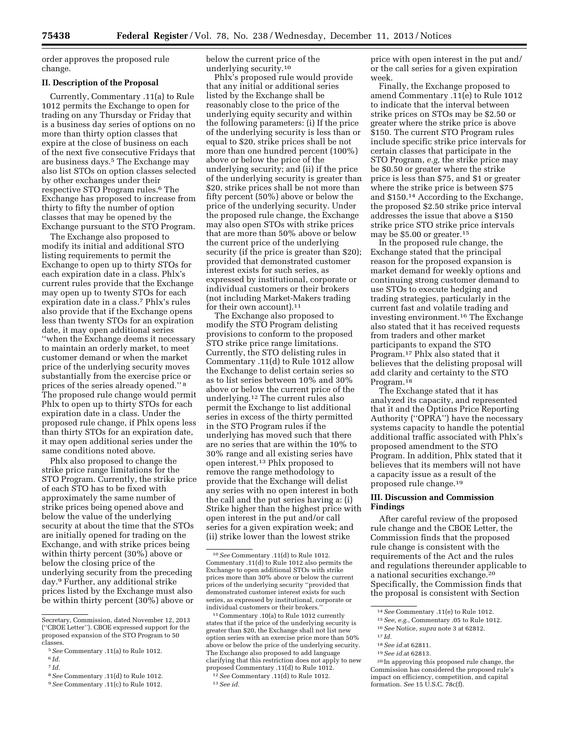order approves the proposed rule change.

## II. Description of the Proposal

Currently, Commentary .11(a) to Rule 1012 permits the Exchange to open for trading on any Thursday or Friday that is a business day series of options on no more than thirty option classes that expire at the close of business on each of the next five consecutive Fridays that are business days.[5] The Exchange may also list STOs on option classes selected by other exchanges under their respective STO Program rules.[6] The Exchange has proposed to increase from thirty to fifty the number of option classes that may be opened by the Exchange pursuant to the STO Program.

The Exchange also proposed to modify its initial and additional STO listing requirements to permit the Exchange to open up to thirty STOs for each expiration date in a class. Phlx's current rules provide that the Exchange may open up to twenty STOs for each expiration date in a class.[7] Phlx's rules also provide that if the Exchange opens less than twenty STOs for an expiration date, it may open additional series "when the Exchange deems it necessary to maintain an orderly market, to meet customer demand or when the market price of the underlying security moves substantially from the exercise price or prices of the series already opened."[8] The proposed rule change would permit Phlx to open up to thirty STOs for each expiration date in a class. Under the proposed rule change, if Phlx opens less than thirty STOs for an expiration date, it may open additional series under the same conditions noted above.

Phlx also proposed to change the strike price range limitations for the STO Program. Currently, the strike price of each STO has to be fixed with approximately the same number of strike prices being opened above and below the value of the underlying security at about the time that the STOs are initially opened for trading on the Exchange, and with strike prices being within thirty percent (30%) above or below the closing price of the underlying security from the preceding day.[9] Further, any additional strike prices listed by the Exchange must also be within thirty percent (30%) above or below the current price of the underlying security.[10]

Phlx's proposed rule would provide that any initial or additional series listed by the Exchange shall be reasonably close to the price of the underlying equity security and within the following parameters: (i) If the price of the underlying security is less than or equal to $20, strike prices shall be not more than one hundred percent (100%) above or below the price of the underlying security; and (ii) if the price of the underlying security is greater than $20, strike prices shall be not more than fifty percent (50%) above or below the price of the underlying security. Under the proposed rule change, the Exchange may also open STOs with strike prices that are more than 50% above or below the current price of the underlying security (if the price is greater than $20); provided that demonstrated customer interest exists for such series, as expressed by institutional, corporate or individual customers or their brokers (not including Market-Makers trading for their own account).[11]

The Exchange also proposed to modify the STO Program delisting provisions to conform to the proposed STO strike price range limitations. Currently, the STO delisting rules in Commentary .11(d) to Rule 1012 allow the Exchange to delist certain series so as to list series between 10% and 30% above or below the current price of the underlying.[12] The current rules also permit the Exchange to list additional series in excess of the thirty permitted in the STO Program rules if the underlying has moved such that there are no series that are within the 10% to 30% range and all existing series have open interest.[13] Phlx proposed to remove the range methodology to provide that the Exchange will delist any series with no open interest in both the call and the put series having a: (i) Strike higher than the highest price with open interest in the put and/or call series for a given expiration week; and (ii) strike lower than the lowest strike price with open interest in the put and/or the call series for a given expiration week.

Finally, the Exchange proposed to amend Commentary .11(e) to Rule 1012 to indicate that the interval between strike prices on STOs may be $2.50 or greater where the strike price is above $150. The current STO Program rules include specific strike price intervals for certain classes that participate in the STO Program, *e.g.,* the strike price may be $0.50 or greater where the strike price is less than $75, and $1 or greater where the strike price is between $75 and $150.[14] According to the Exchange, the proposed $2.50 strike price interval addresses the issue that above a $150 strike price STO strike price intervals may be $5.00 or greater.[15]

In the proposed rule change, the Exchange stated that the principal reason for the proposed expansion is market demand for weekly options and continuing strong customer demand to use STOs to execute hedging and trading strategies, particularly in the current fast and volatile trading and investing environment.[16] The Exchange also stated that it has received requests from traders and other market participants to expand the STO Program.[17] Phlx also stated that it believes that the delisting proposal will add clarity and certainty to the STO Program.[18]

The Exchange stated that it has analyzed its capacity, and represented that it and the Options Price Reporting Authority ("OPRA") have the necessary systems capacity to handle the potential additional traffic associated with Phlx's proposed amendment to the STO Program. In addition, Phlx stated that it believes that its members will not have a capacity issue as a result of the proposed rule change.[19]

## III. Discussion and Commission Findings

After careful review of the proposed rule change and the CBOE Letter, the Commission finds that the proposed rule change is consistent with the requirements of the Act and the rules and regulations thereunder applicable to a national securities exchange.[20] Specifically, the Commission finds that the proposal is consistent with Section

---

Secretary, Commission, dated November 12, 2013 ("CBOE Letter"). CBOE expressed support for the proposed expansion of the STO Program to 50 classes.

[5] *See* Commentary .11(a) to Rule 1012.

[6] *Id.*

[7] *Id.*

[8] *See* Commentary .11(d) to Rule 1012.

[9] *See* Commentary .11(c) to Rule 1012.

[10] *See* Commentary .11(d) to Rule 1012. Commentary .11(d) to Rule 1012 also permits the Exchange to open additional STOs with strike prices more than 30% above or below the current prices of the underlying security "provided that demonstrated customer interest exists for such series, as expressed by institutional, corporate or individual customers or their brokers."

[11] Commentary .10(a) to Rule 1012 currently states that if the price of the underlying security is greater than $20, the Exchange shall not list new option series with an exercise price more than 50% above or below the price of the underlying security. The Exchange also proposed to add language clarifying that this restriction does not apply to new proposed Commentary .11(d) to Rule 1012.

[12] *See* Commentary .11(d) to Rule 1012.

[13] *See id.*

[14] *See* Commentary .11(e) to Rule 1012.

[15] *See, e.g.,* Commentary .05 to Rule 1012.

[16] *See* Notice, *supra* note 3 at 62812.

[17] *Id.*

[18] *See id.*at 62811.

[19] *See id.*at 62813.

[20] In approving this proposed rule change, the Commission has considered the proposed rule's impact on efficiency, competition, and capital formation. *See* 15 U.S.C. 78c(f).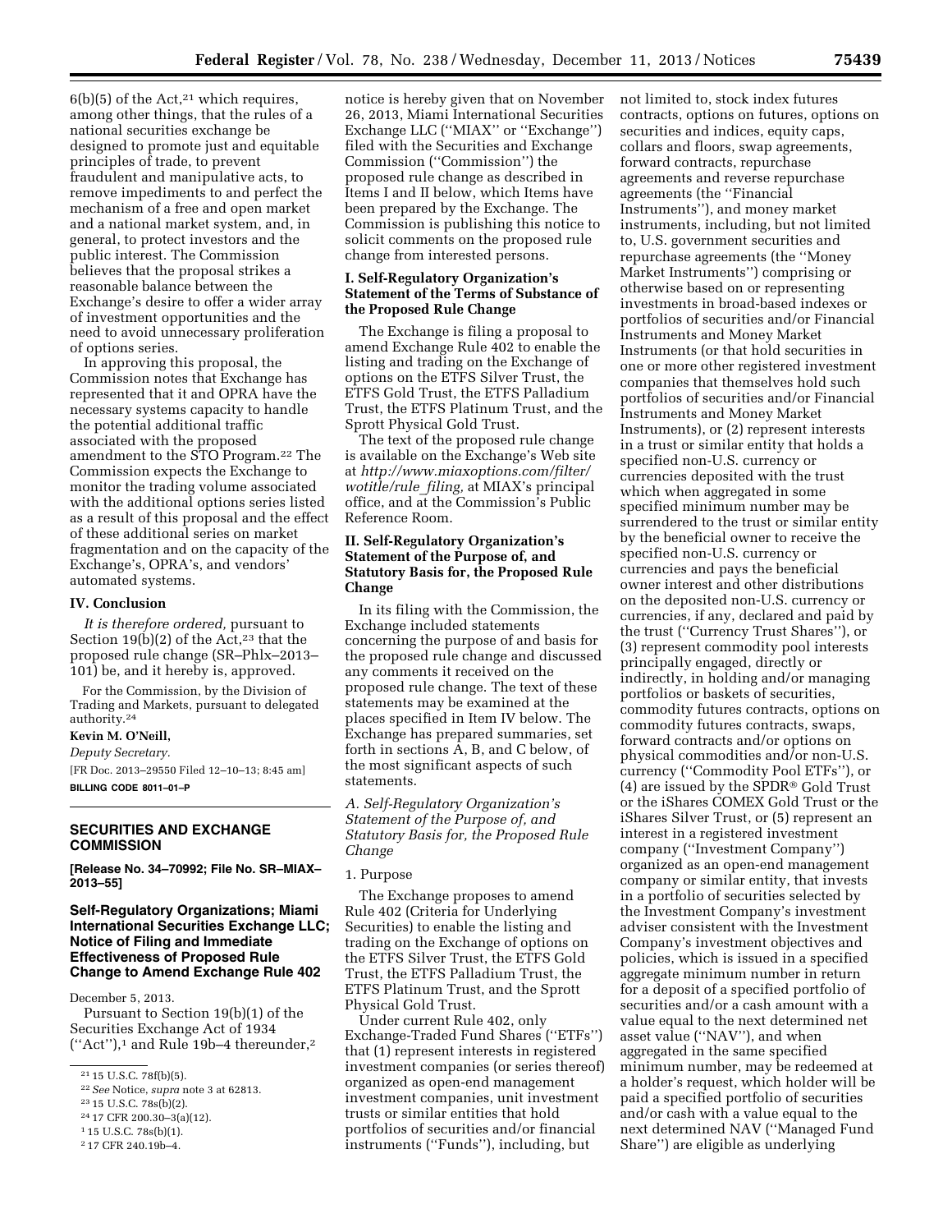6(b)(5) of the Act,[21] which requires, among other things, that the rules of a national securities exchange be designed to promote just and equitable principles of trade, to prevent fraudulent and manipulative acts, to remove impediments to and perfect the mechanism of a free and open market and a national market system, and, in general, to protect investors and the public interest. The Commission believes that the proposal strikes a reasonable balance between the Exchange's desire to offer a wider array of investment opportunities and the need to avoid unnecessary proliferation of options series.

In approving this proposal, the Commission notes that Exchange has represented that it and OPRA have the necessary systems capacity to handle the potential additional traffic associated with the proposed amendment to the STO Program.[22] The Commission expects the Exchange to monitor the trading volume associated with the additional options series listed as a result of this proposal and the effect of these additional series on market fragmentation and on the capacity of the Exchange's, OPRA's, and vendors' automated systems.

## IV. Conclusion

*It is therefore ordered,* pursuant to Section 19(b)(2) of the Act,[23] that the proposed rule change (SR–Phlx–2013–101) be, and it hereby is, approved.

For the Commission, by the Division of Trading and Markets, pursuant to delegated authority.[24]

**Kevin M. O'Neill,**

*Deputy Secretary.*

[FR Doc. 2013–29550 Filed 12–10–13; 8:45 am]

**BILLING CODE 8011–01–P**

[21] 15 U.S.C. 78f(b)(5).

[22] *See* Notice, *supra* note 3 at 62813.

[23] 15 U.S.C. 78s(b)(2).

[24] 17 CFR 200.30–3(a)(12).

---

## SECURITIES AND EXCHANGE COMMISSION

**[Release No. 34–70992; File No. SR–MIAX–2013–55]**

### Self-Regulatory Organizations; Miami International Securities Exchange LLC; Notice of Filing and Immediate Effectiveness of Proposed Rule Change to Amend Exchange Rule 402

December 5, 2013.

Pursuant to Section 19(b)(1) of the Securities Exchange Act of 1934 ("Act"),[1] and Rule 19b–4 thereunder,[2] notice is hereby given that on November 26, 2013, Miami International Securities Exchange LLC ("MIAX" or "Exchange") filed with the Securities and Exchange Commission ("Commission") the proposed rule change as described in Items I and II below, which Items have been prepared by the Exchange. The Commission is publishing this notice to solicit comments on the proposed rule change from interested persons.

[1] 15 U.S.C. 78s(b)(1).

[2] 17 CFR 240.19b–4.

### I. Self-Regulatory Organization's Statement of the Terms of Substance of the Proposed Rule Change

The Exchange is filing a proposal to amend Exchange Rule 402 to enable the listing and trading on the Exchange of options on the ETFS Silver Trust, the ETFS Gold Trust, the ETFS Palladium Trust, the ETFS Platinum Trust, and the Sprott Physical Gold Trust.

The text of the proposed rule change is available on the Exchange's Web site at *http://www.miaxoptions.com/filter/wotitle/rule_filing,* at MIAX's principal office, and at the Commission's Public Reference Room.

### II. Self-Regulatory Organization's Statement of the Purpose of, and Statutory Basis for, the Proposed Rule Change

In its filing with the Commission, the Exchange included statements concerning the purpose of and basis for the proposed rule change and discussed any comments it received on the proposed rule change. The text of these statements may be examined at the places specified in Item IV below. The Exchange has prepared summaries, set forth in sections A, B, and C below, of the most significant aspects of such statements.

*A. Self-Regulatory Organization's Statement of the Purpose of, and Statutory Basis for, the Proposed Rule Change*

1. Purpose

The Exchange proposes to amend Rule 402 (Criteria for Underlying Securities) to enable the listing and trading on the Exchange of options on the ETFS Silver Trust, the ETFS Gold Trust, the ETFS Palladium Trust, the ETFS Platinum Trust, and the Sprott Physical Gold Trust.

Under current Rule 402, only Exchange-Traded Fund Shares ("ETFs") that (1) represent interests in registered investment companies (or series thereof) organized as open-end management investment companies, unit investment trusts or similar entities that hold portfolios of securities and/or financial instruments ("Funds"), including, but not limited to, stock index futures contracts, options on futures, options on securities and indices, equity caps, collars and floors, swap agreements, forward contracts, repurchase agreements and reverse repurchase agreements (the "Financial Instruments"), and money market instruments, including, but not limited to, U.S. government securities and repurchase agreements (the "Money Market Instruments") comprising or otherwise based on or representing investments in broad-based indexes or portfolios of securities and/or Financial Instruments and Money Market Instruments (or that hold securities in one or more other registered investment companies that themselves hold such portfolios of securities and/or Financial Instruments and Money Market Instruments), or (2) represent interests in a trust or similar entity that holds a specified non-U.S. currency or currencies deposited with the trust which when aggregated in some specified minimum number may be surrendered to the trust or similar entity by the beneficial owner to receive the specified non-U.S. currency or currencies and pays the beneficial owner interest and other distributions on the deposited non-U.S. currency or currencies, if any, declared and paid by the trust ("Currency Trust Shares"), or (3) represent commodity pool interests principally engaged, directly or indirectly, in holding and/or managing portfolios or baskets of securities, commodity futures contracts, options on commodity futures contracts, swaps, forward contracts and/or options on physical commodities and/or non-U.S. currency ("Commodity Pool ETFs"), or (4) are issued by the SPDR® Gold Trust or the iShares COMEX Gold Trust or the iShares Silver Trust, or (5) represent an interest in a registered investment company ("Investment Company") organized as an open-end management company or similar entity, that invests in a portfolio of securities selected by the Investment Company's investment adviser consistent with the Investment Company's investment objectives and policies, which is issued in a specified aggregate minimum number in return for a deposit of a specified portfolio of securities and/or a cash amount with a value equal to the next determined net asset value ("NAV"), and when aggregated in the same specified minimum number, may be redeemed at a holder's request, which holder will be paid a specified portfolio of securities and/or cash with a value equal to the next determined NAV ("Managed Fund Share") are eligible as underlying